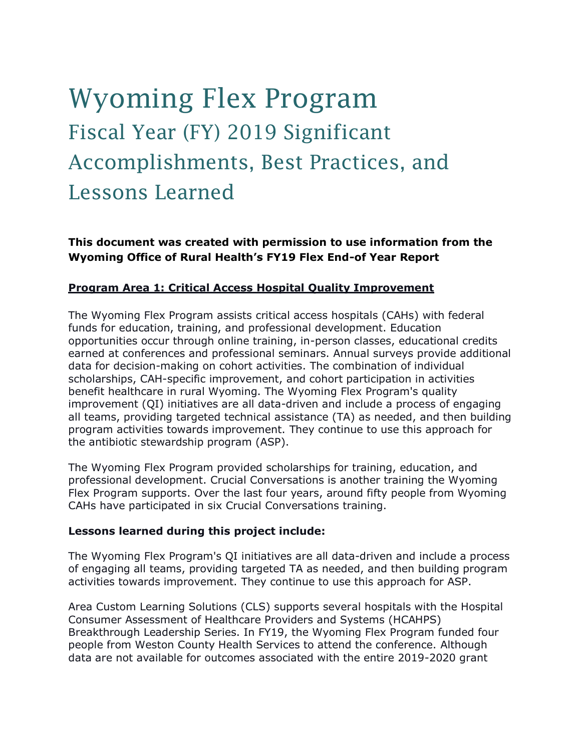# Wyoming Flex Program

## Fiscal Year (FY) 2019 Significant Accomplishments, Best Practices, and Lessons Learned

**This document was created with permission to use information from the Wyoming Office of Rural Health's FY19 Flex End-of Year Report**

### Program Area 1: Critical Access Hospital Quality Improvement

The Wyoming Flex Program assists critical access hospitals (CAHs) with federal funds for education, training, and professional development. Education opportunities occur through online training, in-person classes, educational credits earned at conferences and professional seminars. Annual surveys provide additional data for decision-making on cohort activities. The combination of individual scholarships, CAH-specific improvement, and cohort participation in activities benefit healthcare in rural Wyoming. The Wyoming Flex Program's quality improvement (QI) initiatives are all data-driven and include a process of engaging all teams, providing targeted technical assistance (TA) as needed, and then building program activities towards improvement. They continue to use this approach for the antibiotic stewardship program (ASP).

The Wyoming Flex Program provided scholarships for training, education, and professional development. Crucial Conversations is another training the Wyoming Flex Program supports. Over the last four years, around fifty people from Wyoming CAHs have participated in six Crucial Conversations training.

**Lessons learned during this project include:**

The Wyoming Flex Program's QI initiatives are all data-driven and include a process of engaging all teams, providing targeted TA as needed, and then building program activities towards improvement. They continue to use this approach for ASP.

Area Custom Learning Solutions (CLS) supports several hospitals with the Hospital Consumer Assessment of Healthcare Providers and Systems (HCAHPS) Breakthrough Leadership Series. In FY19, the Wyoming Flex Program funded four people from Weston County Health Services to attend the conference. Although data are not available for outcomes associated with the entire 2019-2020 grant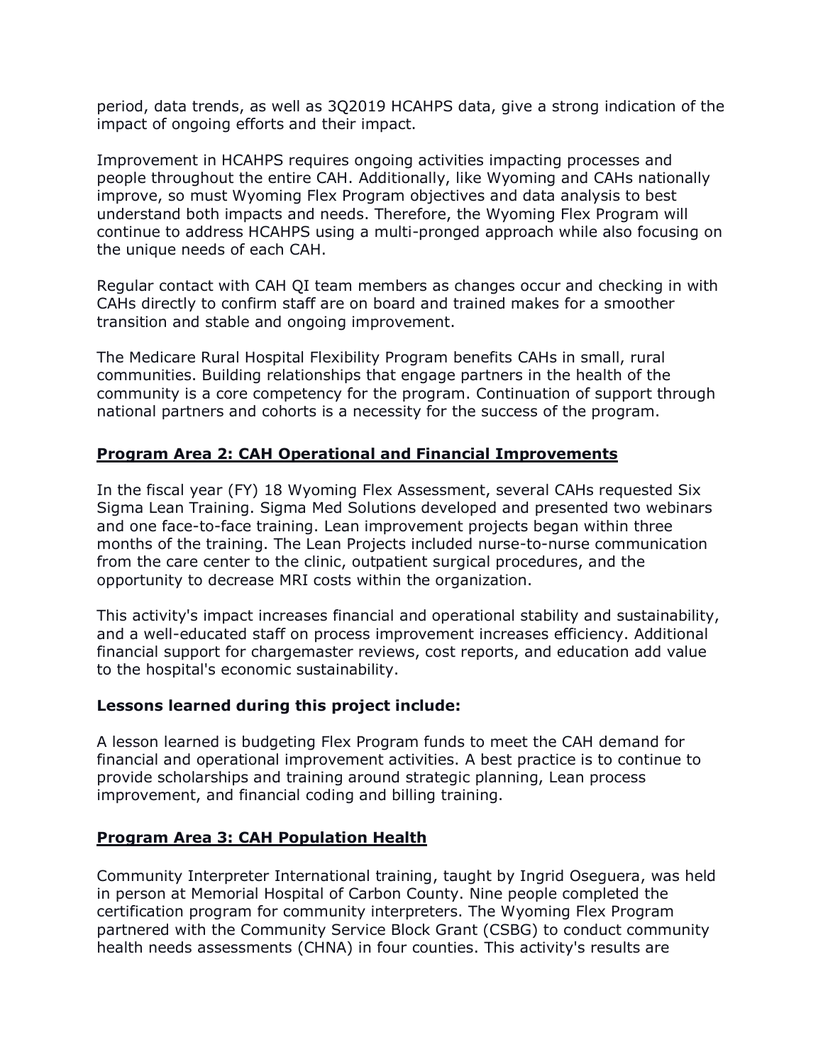period, data trends, as well as 3Q2019 HCAHPS data, give a strong indication of the impact of ongoing efforts and their impact.

Improvement in HCAHPS requires ongoing activities impacting processes and people throughout the entire CAH. Additionally, like Wyoming and CAHs nationally improve, so must Wyoming Flex Program objectives and data analysis to best understand both impacts and needs. Therefore, the Wyoming Flex Program will continue to address HCAHPS using a multi-pronged approach while also focusing on the unique needs of each CAH.

Regular contact with CAH QI team members as changes occur and checking in with CAHs directly to confirm staff are on board and trained makes for a smoother transition and stable and ongoing improvement.

The Medicare Rural Hospital Flexibility Program benefits CAHs in small, rural communities. Building relationships that engage partners in the health of the community is a core competency for the program. Continuation of support through national partners and cohorts is a necessity for the success of the program.

## Program Area 2: CAH Operational and Financial Improvements

In the fiscal year (FY) 18 Wyoming Flex Assessment, several CAHs requested Six Sigma Lean Training. Sigma Med Solutions developed and presented two webinars and one face-to-face training. Lean improvement projects began within three months of the training. The Lean Projects included nurse-to-nurse communication from the care center to the clinic, outpatient surgical procedures, and the opportunity to decrease MRI costs within the organization.

This activity's impact increases financial and operational stability and sustainability, and a well-educated staff on process improvement increases efficiency. Additional financial support for chargemaster reviews, cost reports, and education add value to the hospital's economic sustainability.

### Lessons learned during this project include:

A lesson learned is budgeting Flex Program funds to meet the CAH demand for financial and operational improvement activities. A best practice is to continue to provide scholarships and training around strategic planning, Lean process improvement, and financial coding and billing training.

## Program Area 3: CAH Population Health

Community Interpreter International training, taught by Ingrid Oseguera, was held in person at Memorial Hospital of Carbon County. Nine people completed the certification program for community interpreters. The Wyoming Flex Program partnered with the Community Service Block Grant (CSBG) to conduct community health needs assessments (CHNA) in four counties. This activity's results are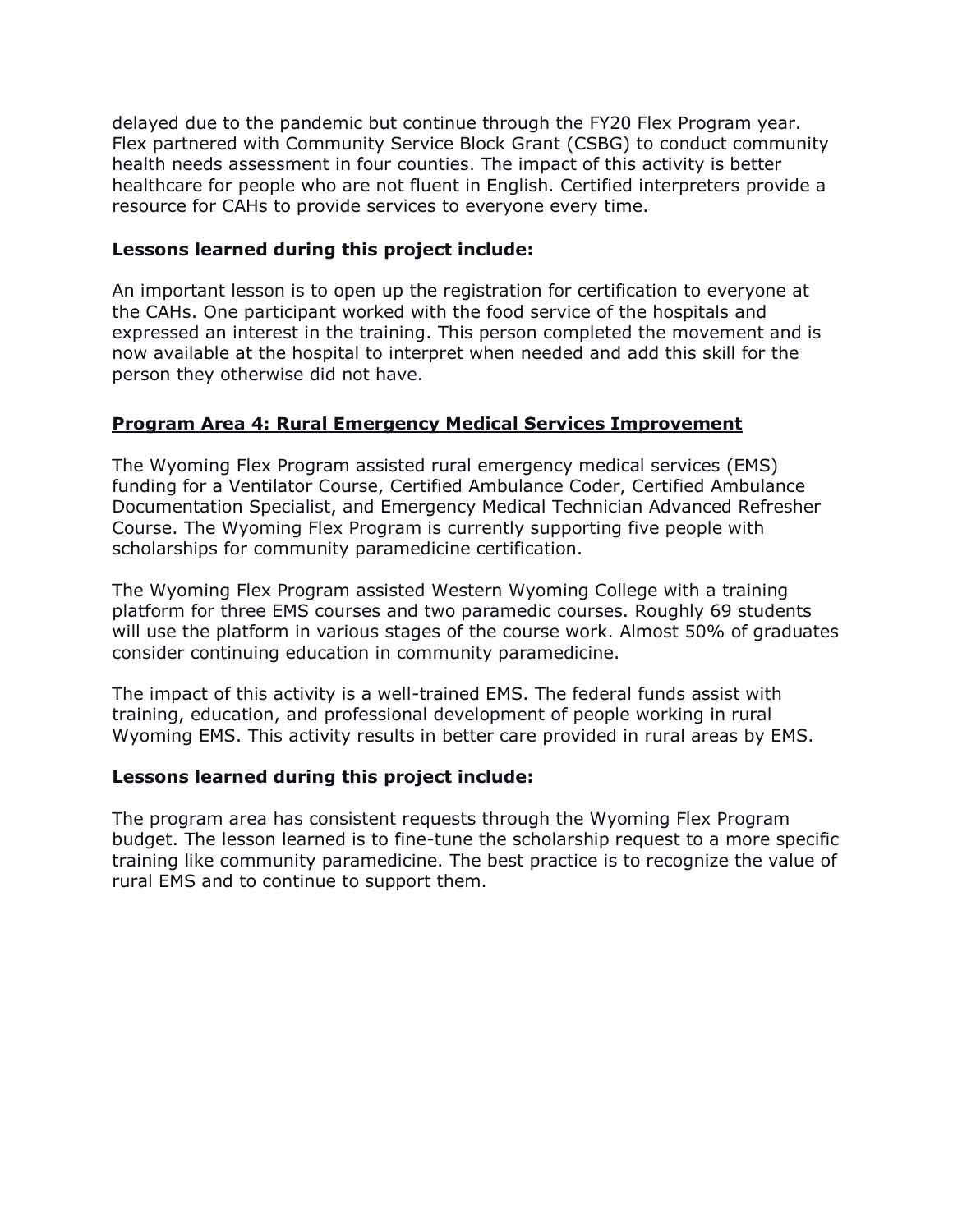delayed due to the pandemic but continue through the FY20 Flex Program year. Flex partnered with Community Service Block Grant (CSBG) to conduct community health needs assessment in four counties. The impact of this activity is better healthcare for people who are not fluent in English. Certified interpreters provide a resource for CAHs to provide services to everyone every time.

**Lessons learned during this project include:**

An important lesson is to open up the registration for certification to everyone at the CAHs. One participant worked with the food service of the hospitals and expressed an interest in the training. This person completed the movement and is now available at the hospital to interpret when needed and add this skill for the person they otherwise did not have.

## Program Area 4: Rural Emergency Medical Services Improvement

The Wyoming Flex Program assisted rural emergency medical services (EMS) funding for a Ventilator Course, Certified Ambulance Coder, Certified Ambulance Documentation Specialist, and Emergency Medical Technician Advanced Refresher Course. The Wyoming Flex Program is currently supporting five people with scholarships for community paramedicine certification.

The Wyoming Flex Program assisted Western Wyoming College with a training platform for three EMS courses and two paramedic courses. Roughly 69 students will use the platform in various stages of the course work. Almost 50% of graduates consider continuing education in community paramedicine.

The impact of this activity is a well-trained EMS. The federal funds assist with training, education, and professional development of people working in rural Wyoming EMS. This activity results in better care provided in rural areas by EMS.

**Lessons learned during this project include:**

The program area has consistent requests through the Wyoming Flex Program budget. The lesson learned is to fine-tune the scholarship request to a more specific training like community paramedicine. The best practice is to recognize the value of rural EMS and to continue to support them.